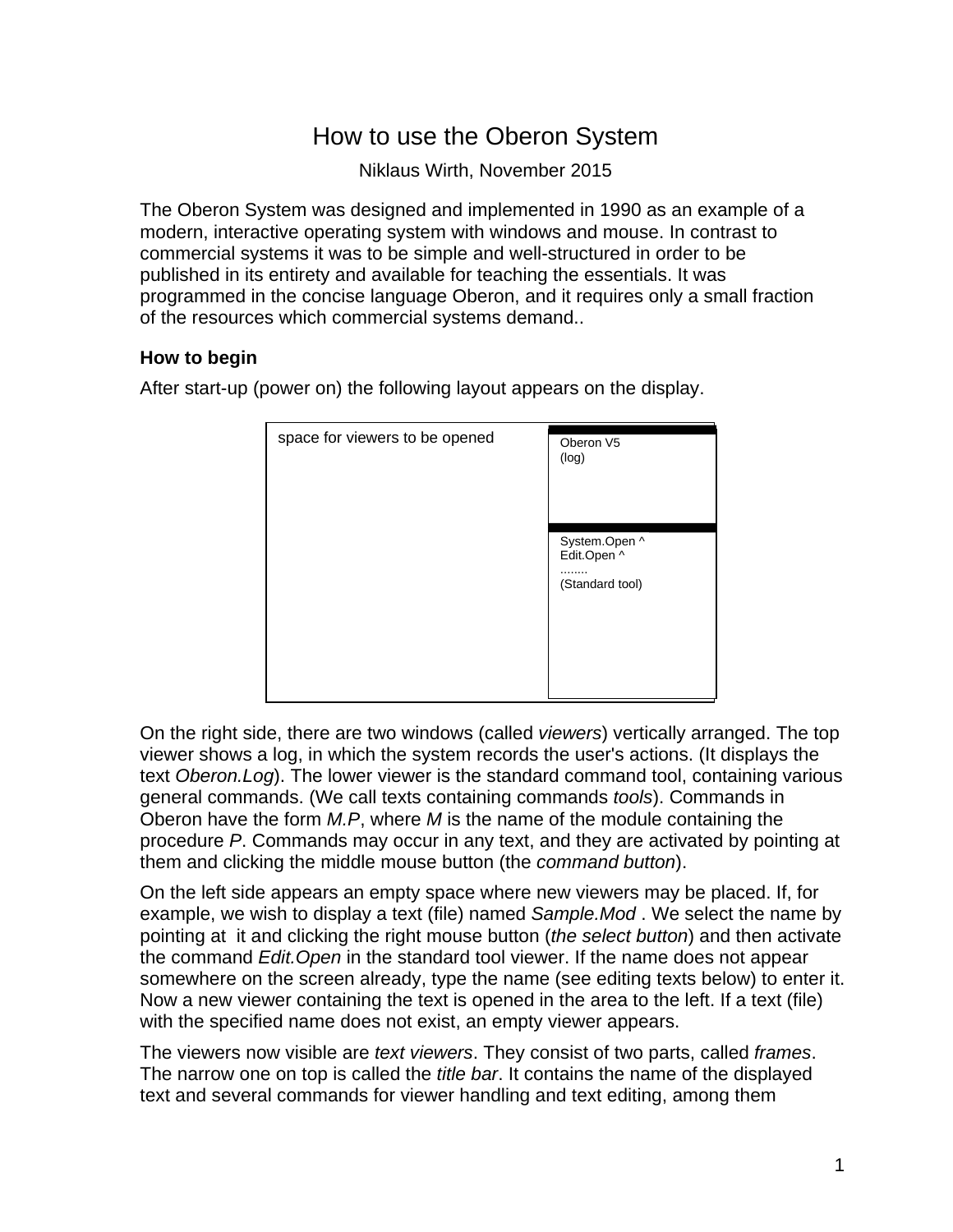# How to use the Oberon System

Niklaus Wirth, November 2015

The Oberon System was designed and implemented in 1990 as an example of a modern, interactive operating system with windows and mouse. In contrast to commercial systems it was to be simple and well-structured in order to be published in its entirety and available for teaching the essentials. It was programmed in the concise language Oberon, and it requires only a small fraction of the resources which commercial systems demand..

### How to begin

After start-up (power on) the following layout appears on the display.

space for viewers to be opened

Oberon V5
(log)

System.Open ^
Edit.Open ^
........
(Standard tool)

On the right side, there are two windows (called *viewers*) vertically arranged. The top viewer shows a log, in which the system records the user's actions. (It displays the text *Oberon.Log*). The lower viewer is the standard command tool, containing various general commands. (We call texts containing commands *tools*). Commands in Oberon have the form *M.P*, where *M* is the name of the module containing the procedure *P*. Commands may occur in any text, and they are activated by pointing at them and clicking the middle mouse button (the *command button*).

On the left side appears an empty space where new viewers may be placed. If, for example, we wish to display a text (file) named *Sample.Mod* . We select the name by pointing at it and clicking the right mouse button (*the select button*) and then activate the command *Edit.Open* in the standard tool viewer. If the name does not appear somewhere on the screen already, type the name (see editing texts below) to enter it. Now a new viewer containing the text is opened in the area to the left. If a text (file) with the specified name does not exist, an empty viewer appears.

The viewers now visible are *text viewers*. They consist of two parts, called *frames*. The narrow one on top is called the *title bar*. It contains the name of the displayed text and several commands for viewer handling and text editing, among them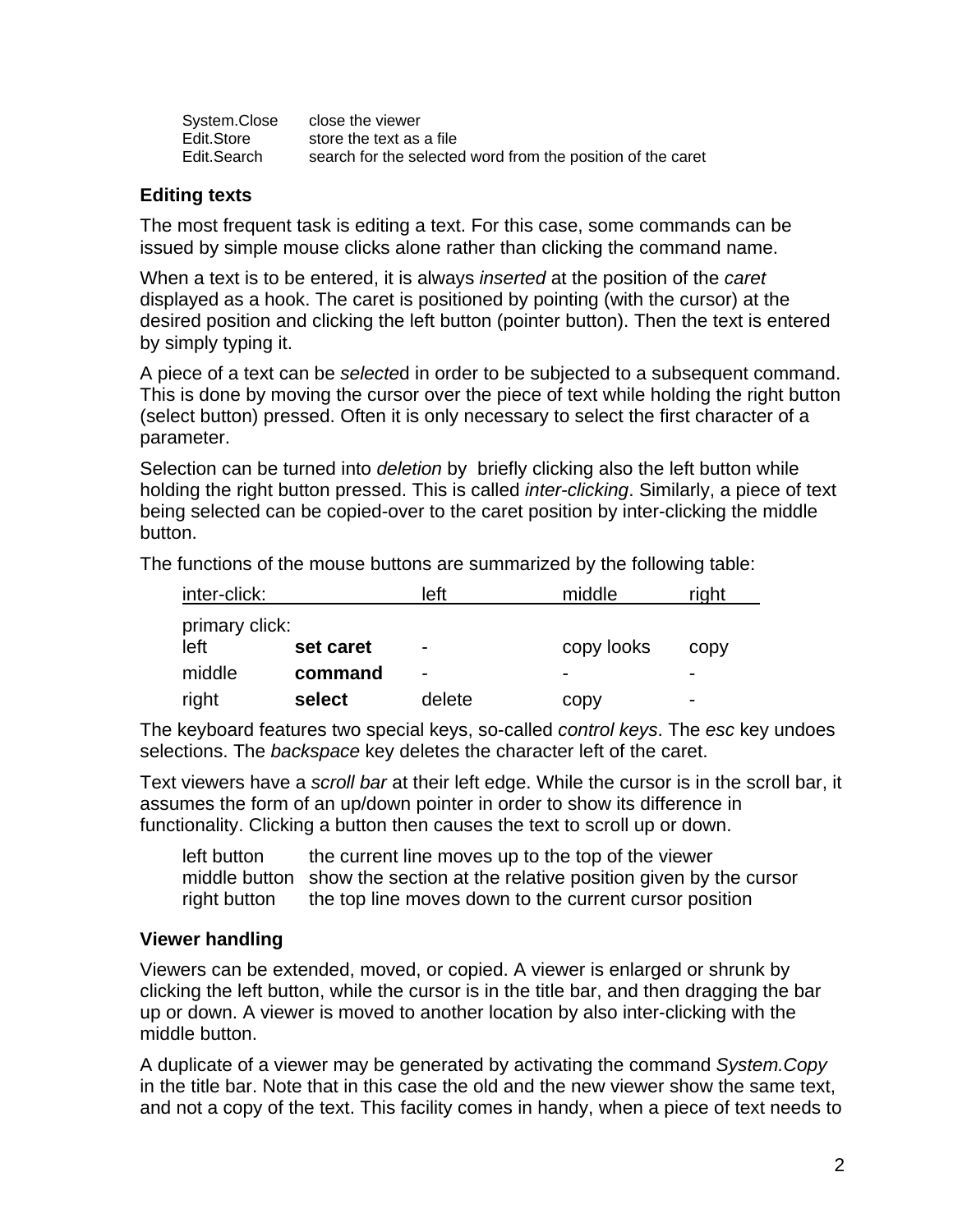| | |
|---|---|
| System.Close | close the viewer |
| Edit.Store | store the text as a file |
| Edit.Search | search for the selected word from the position of the caret |

### Editing texts

The most frequent task is editing a text. For this case, some commands can be issued by simple mouse clicks alone rather than clicking the command name.

When a text is to be entered, it is always *inserted* at the position of the *caret* displayed as a hook. The caret is positioned by pointing (with the cursor) at the desired position and clicking the left button (pointer button). Then the text is entered by simply typing it.

A piece of a text can be *selecte*d in order to be subjected to a subsequent command. This is done by moving the cursor over the piece of text while holding the right button (select button) pressed. Often it is only necessary to select the first character of a parameter.

Selection can be turned into *deletion* by briefly clicking also the left button while holding the right button pressed. This is called *inter-clicking*. Similarly, a piece of text being selected can be copied-over to the caret position by inter-clicking the middle button.

The functions of the mouse buttons are summarized by the following table:

| inter-click: | | left | middle | right |
|---|---|---|---|---|
| primary click: | | | | |
| left | **set caret** | - | copy looks | copy |
| middle | **command** | - | - | - |
| right | **select** | delete | copy | - |

The keyboard features two special keys, so-called *control keys*. The *esc* key undoes selections. The *backspace* key deletes the character left of the caret.

Text viewers have a *scroll bar* at their left edge. While the cursor is in the scroll bar, it assumes the form of an up/down pointer in order to show its difference in functionality. Clicking a button then causes the text to scroll up or down.

| | |
|---|---|
| left button | the current line moves up to the top of the viewer |
| middle button | show the section at the relative position given by the cursor |
| right button | the top line moves down to the current cursor position |

### Viewer handling

Viewers can be extended, moved, or copied. A viewer is enlarged or shrunk by clicking the left button, while the cursor is in the title bar, and then dragging the bar up or down. A viewer is moved to another location by also inter-clicking with the middle button.

A duplicate of a viewer may be generated by activating the command *System.Copy* in the title bar. Note that in this case the old and the new viewer show the same text, and not a copy of the text. This facility comes in handy, when a piece of text needs to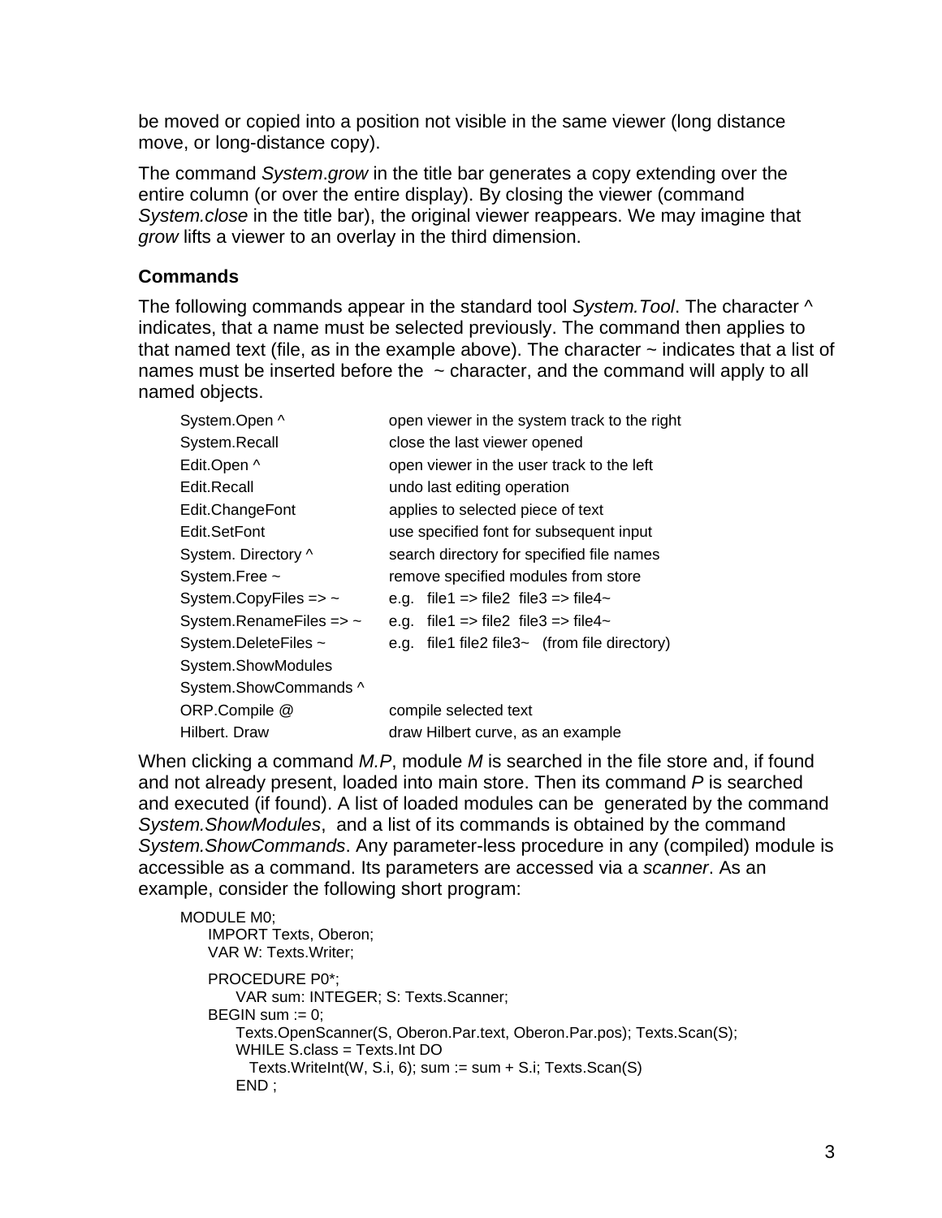be moved or copied into a position not visible in the same viewer (long distance move, or long-distance copy).

The command *System.grow* in the title bar generates a copy extending over the entire column (or over the entire display). By closing the viewer (command *System.close* in the title bar), the original viewer reappears. We may imagine that *grow* lifts a viewer to an overlay in the third dimension.

### Commands

The following commands appear in the standard tool *System.Tool*. The character ^ indicates, that a name must be selected previously. The command then applies to that named text (file, as in the example above). The character ~ indicates that a list of names must be inserted before the ~ character, and the command will apply to all named objects.

| | |
|---|---|
| System.Open ^ | open viewer in the system track to the right |
| System.Recall | close the last viewer opened |
| Edit.Open ^ | open viewer in the user track to the left |
| Edit.Recall | undo last editing operation |
| Edit.ChangeFont | applies to selected piece of text |
| Edit.SetFont | use specified font for subsequent input |
| System. Directory ^ | search directory for specified file names |
| System.Free ~ | remove specified modules from store |
| System.CopyFiles => ~ | e.g. file1 => file2 file3 => file4~ |
| System.RenameFiles => ~ | e.g. file1 => file2 file3 => file4~ |
| System.DeleteFiles ~ | e.g. file1 file2 file3~ (from file directory) |
| System.ShowModules | |
| System.ShowCommands ^ | |
| ORP.Compile @ | compile selected text |
| Hilbert. Draw | draw Hilbert curve, as an example |

When clicking a command *M.P*, module *M* is searched in the file store and, if found and not already present, loaded into main store. Then its command *P* is searched and executed (if found). A list of loaded modules can be generated by the command *System.ShowModules*, and a list of its commands is obtained by the command *System.ShowCommands*. Any parameter-less procedure in any (compiled) module is accessible as a command. Its parameters are accessed via a *scanner*. As an example, consider the following short program:

```
MODULE M0;
    IMPORT Texts, Oberon;
    VAR W: Texts.Writer;

    PROCEDURE P0*;
        VAR sum: INTEGER; S: Texts.Scanner;
    BEGIN sum := 0;
        Texts.OpenScanner(S, Oberon.Par.text, Oberon.Par.pos); Texts.Scan(S);
        WHILE S.class = Texts.Int DO
          Texts.WriteInt(W, S.i, 6); sum := sum + S.i; Texts.Scan(S)
        END ;
```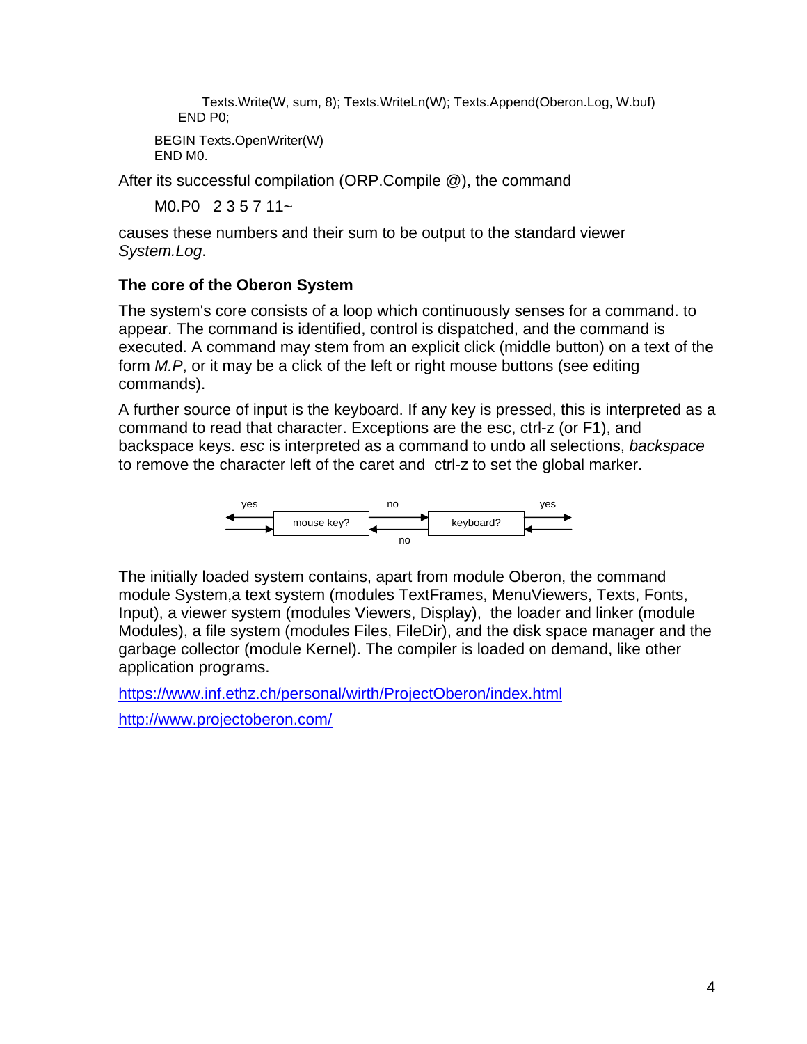```
      Texts.Write(W, sum, 8); Texts.WriteLn(W); Texts.Append(Oberon.Log, W.buf)
    END P0;

BEGIN Texts.OpenWriter(W)
END M0.
```

After its successful compilation (ORP.Compile @), the command

```
M0.P0   2 3 5 7 11~
```

causes these numbers and their sum to be output to the standard viewer *System.Log*.

### The core of the Oberon System

The system's core consists of a loop which continuously senses for a command. to appear. The command is identified, control is dispatched, and the command is executed. A command may stem from an explicit click (middle button) on a text of the form *M.P*, or it may be a click of the left or right mouse buttons (see editing commands).

A further source of input is the keyboard. If any key is pressed, this is interpreted as a command to read that character. Exceptions are the esc, ctrl-z (or F1), and backspace keys. *esc* is interpreted as a command to undo all selections, *backspace* to remove the character left of the caret and ctrl-z to set the global marker.

yes

mouse key?

no

keyboard?

yes

no

The initially loaded system contains, apart from module Oberon, the command module System,a text system (modules TextFrames, MenuViewers, Texts, Fonts, Input), a viewer system (modules Viewers, Display), the loader and linker (module Modules), a file system (modules Files, FileDir), and the disk space manager and the garbage collector (module Kernel). The compiler is loaded on demand, like other application programs.

https://www.inf.ethz.ch/personal/wirth/ProjectOberon/index.html

http://www.projectoberon.com/